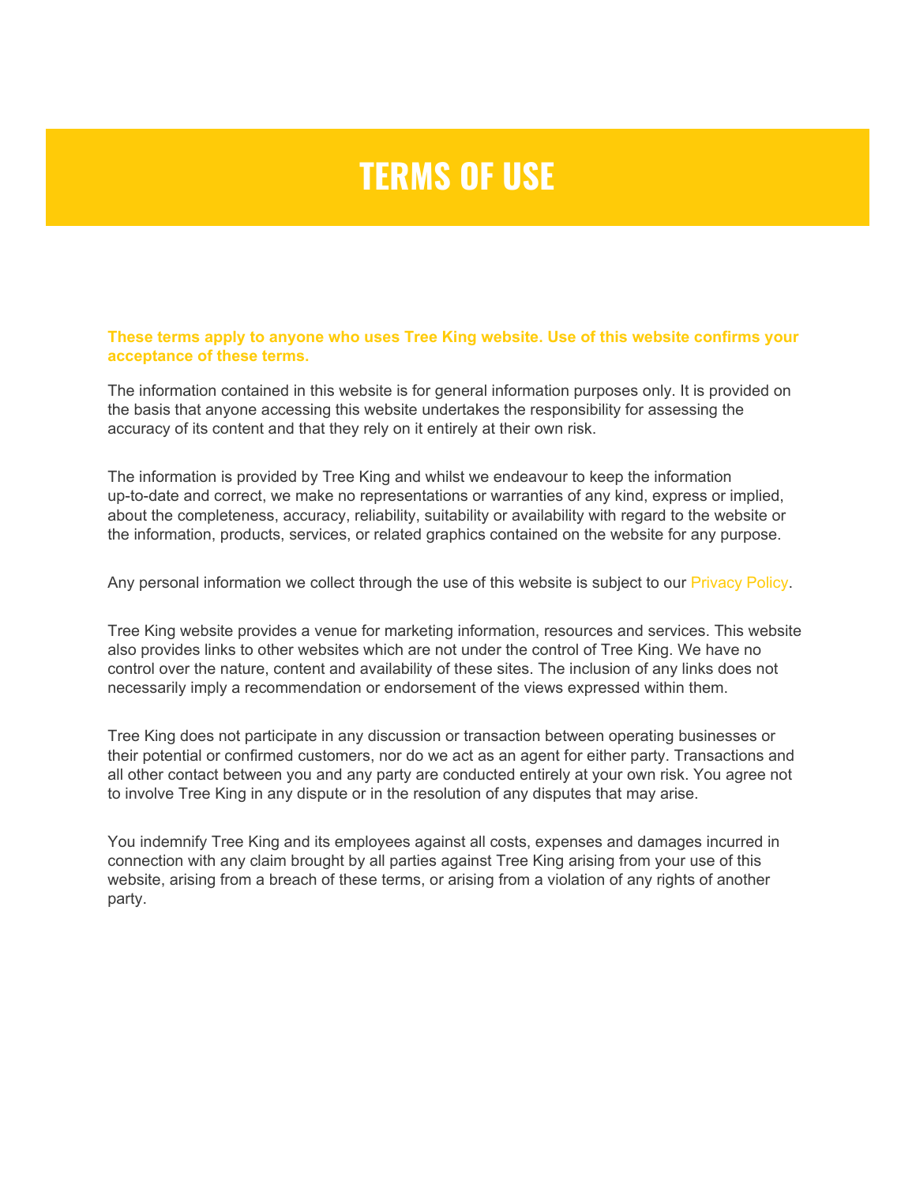# TERMS OF USE

**These terms apply to anyone who uses Tree King website. Use of this website confirms your acceptance of these terms.**

The information contained in this website is for general information purposes only. It is provided on the basis that anyone accessing this website undertakes the responsibility for assessing the accuracy of its content and that they rely on it entirely at their own risk.

The information is provided by Tree King and whilst we endeavour to keep the information up-to-date and correct, we make no representations or warranties of any kind, express or implied, about the completeness, accuracy, reliability, suitability or availability with regard to the website or the information, products, services, or related graphics contained on the website for any purpose.

Any personal information we collect through the use of this website is subject to our Privacy Policy.

Tree King website provides a venue for marketing information, resources and services. This website also provides links to other websites which are not under the control of Tree King. We have no control over the nature, content and availability of these sites. The inclusion of any links does not necessarily imply a recommendation or endorsement of the views expressed within them.

Tree King does not participate in any discussion or transaction between operating businesses or their potential or confirmed customers, nor do we act as an agent for either party. Transactions and all other contact between you and any party are conducted entirely at your own risk. You agree not to involve Tree King in any dispute or in the resolution of any disputes that may arise.

You indemnify Tree King and its employees against all costs, expenses and damages incurred in connection with any claim brought by all parties against Tree King arising from your use of this website, arising from a breach of these terms, or arising from a violation of any rights of another party.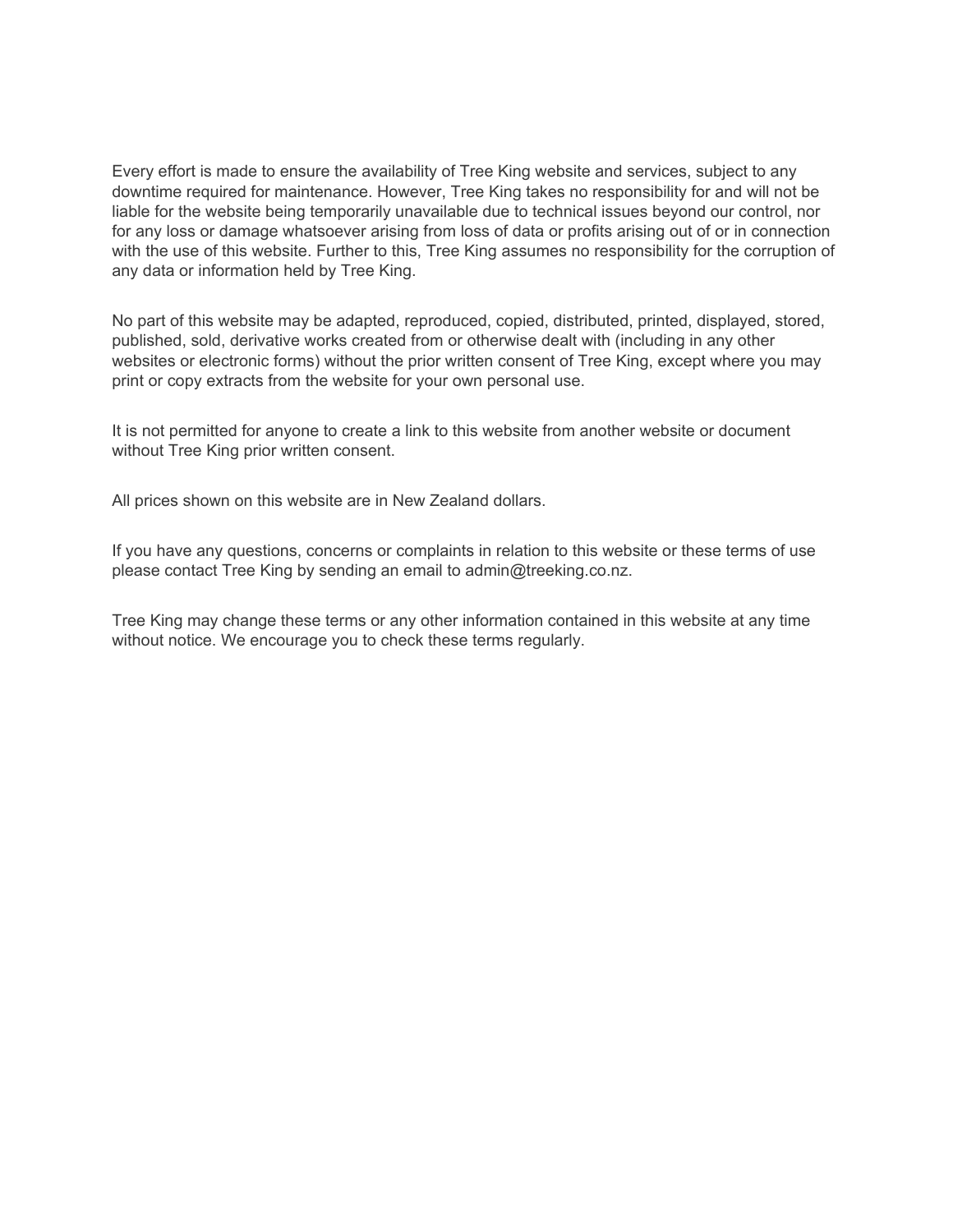Every effort is made to ensure the availability of Tree King website and services, subject to any downtime required for maintenance. However, Tree King takes no responsibility for and will not be liable for the website being temporarily unavailable due to technical issues beyond our control, nor for any loss or damage whatsoever arising from loss of data or profits arising out of or in connection with the use of this website. Further to this, Tree King assumes no responsibility for the corruption of any data or information held by Tree King.

No part of this website may be adapted, reproduced, copied, distributed, printed, displayed, stored, published, sold, derivative works created from or otherwise dealt with (including in any other websites or electronic forms) without the prior written consent of Tree King, except where you may print or copy extracts from the website for your own personal use.

It is not permitted for anyone to create a link to this website from another website or document without Tree King prior written consent.

All prices shown on this website are in New Zealand dollars.

If you have any questions, concerns or complaints in relation to this website or these terms of use please contact Tree King by sending an email to admin@treeking.co.nz.

Tree King may change these terms or any other information contained in this website at any time without notice. We encourage you to check these terms regularly.